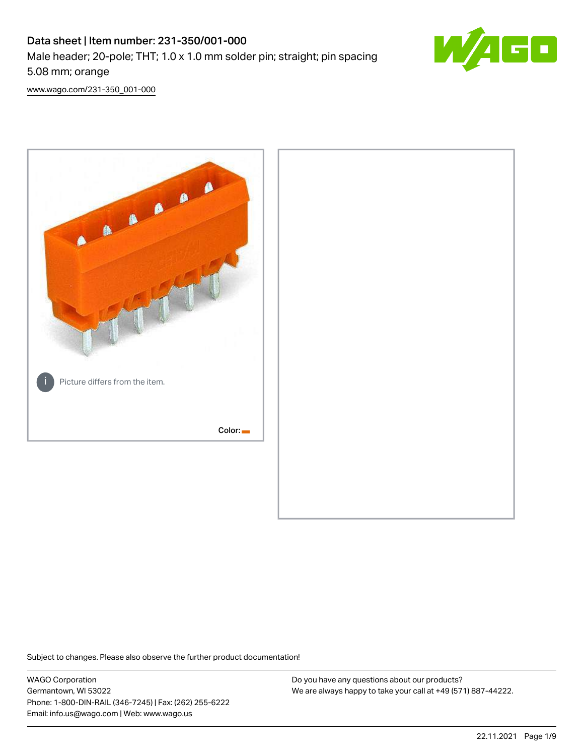# Data sheet | Item number: 231-350/001-000

Male header; 20-pole; THT; 1.0 x 1.0 mm solder pin; straight; pin spacing 5.08 mm; orange

www.wago.com/231-350_001-000

Picture differs from the item.

Color:

Subject to changes. Please also observe the further product documentation!

WAGO Corporation
Germantown, WI 53022
Phone: 1-800-DIN-RAIL (346-7245) | Fax: (262) 255-6222
Email: info.us@wago.com | Web: www.wago.us

Do you have any questions about our products?
We are always happy to take your call at +49 (571) 887-44222.

22.11.2021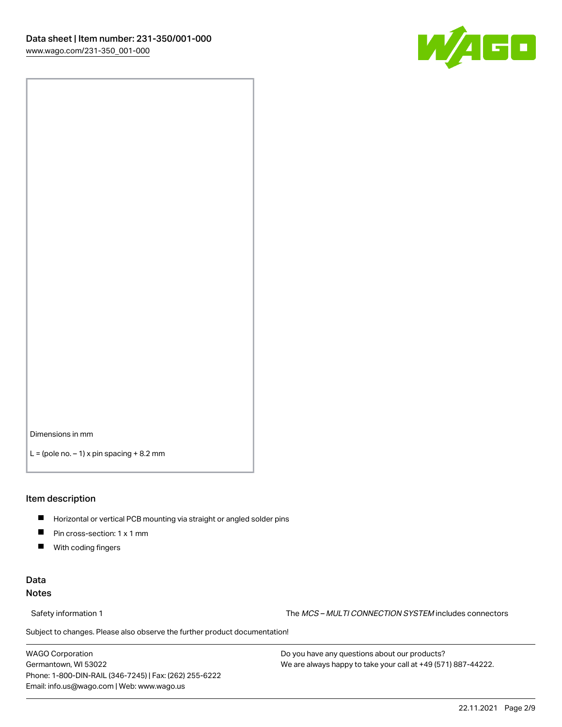Dimensions in mm

L = (pole no. – 1) x pin spacing + 8.2 mm

## Item description

- Horizontal or vertical PCB mounting via straight or angled solder pins
- Pin cross-section: 1 x 1 mm
- With coding fingers

## Data

### Notes

Safety information 1 The *MCS – MULTI CONNECTION SYSTEM* includes connectors

Subject to changes. Please also observe the further product documentation!

WAGO Corporation
Germantown, WI 53022
Phone: 1-800-DIN-RAIL (346-7245) | Fax: (262) 255-6222
Email: info.us@wago.com | Web: www.wago.us

Do you have any questions about our products?
We are always happy to take your call at +49 (571) 887-44222.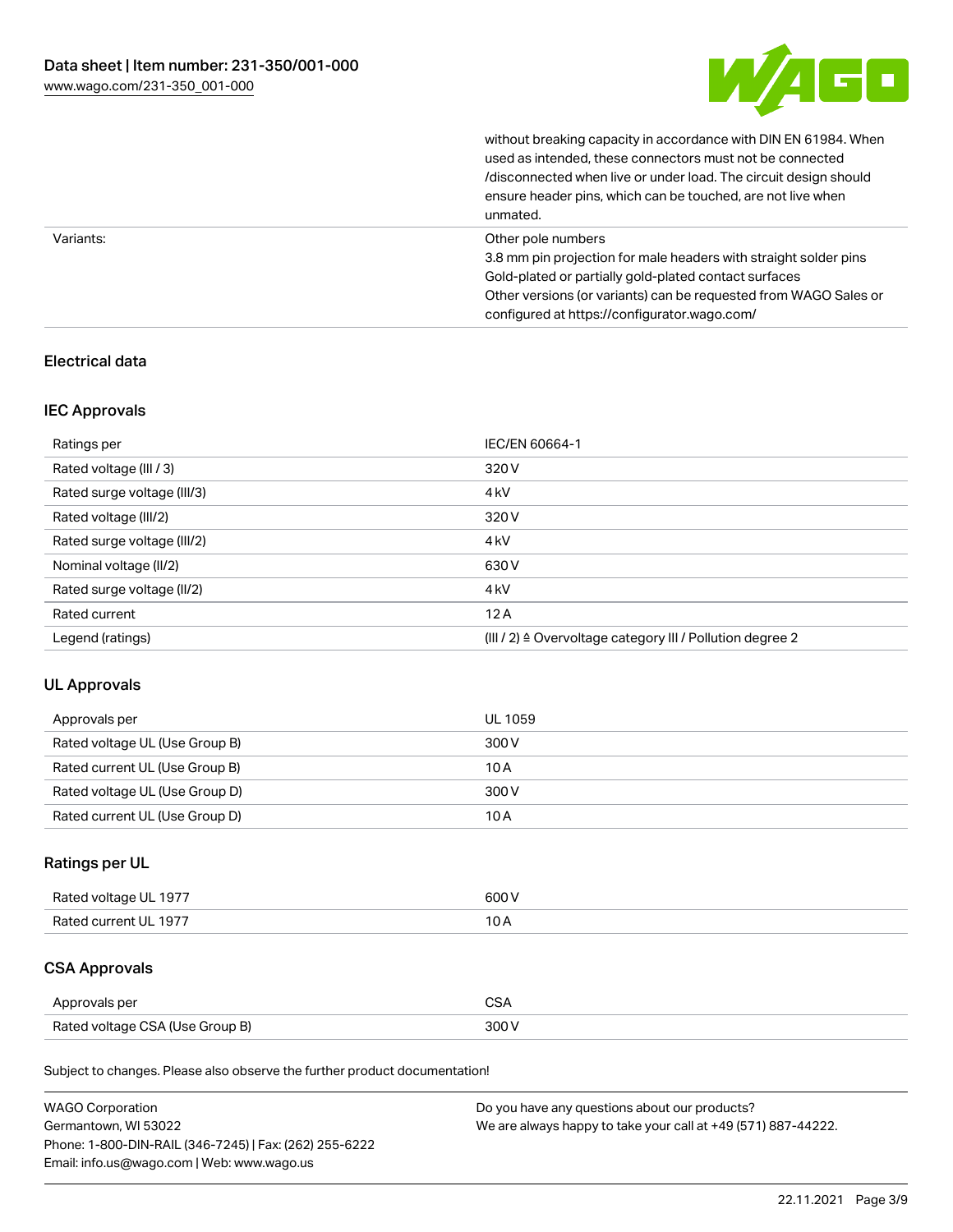| | |
|---|---|
| | without breaking capacity in accordance with DIN EN 61984. When used as intended, these connectors must not be connected /disconnected when live or under load. The circuit design should ensure header pins, which can be touched, are not live when unmated. |
| Variants: | Other pole numbers<br>3.8 mm pin projection for male headers with straight solder pins<br>Gold-plated or partially gold-plated contact surfaces<br>Other versions (or variants) can be requested from WAGO Sales or configured at https://configurator.wago.com/ |

## Electrical data

### IEC Approvals

| | |
|---|---|
| Ratings per | IEC/EN 60664-1 |
| Rated voltage (III / 3) | 320 V |
| Rated surge voltage (III/3) | 4 kV |
| Rated voltage (III/2) | 320 V |
| Rated surge voltage (III/2) | 4 kV |
| Nominal voltage (II/2) | 630 V |
| Rated surge voltage (II/2) | 4 kV |
| Rated current | 12 A |
| Legend (ratings) | (III / 2) ≙ Overvoltage category III / Pollution degree 2 |

### UL Approvals

| | |
|---|---|
| Approvals per | UL 1059 |
| Rated voltage UL (Use Group B) | 300 V |
| Rated current UL (Use Group B) | 10 A |
| Rated voltage UL (Use Group D) | 300 V |
| Rated current UL (Use Group D) | 10 A |

### Ratings per UL

| | |
|---|---|
| Rated voltage UL 1977 | 600 V |
| Rated current UL 1977 | 10 A |

### CSA Approvals

| | |
|---|---|
| Approvals per | CSA |
| Rated voltage CSA (Use Group B) | 300 V |

Subject to changes. Please also observe the further product documentation!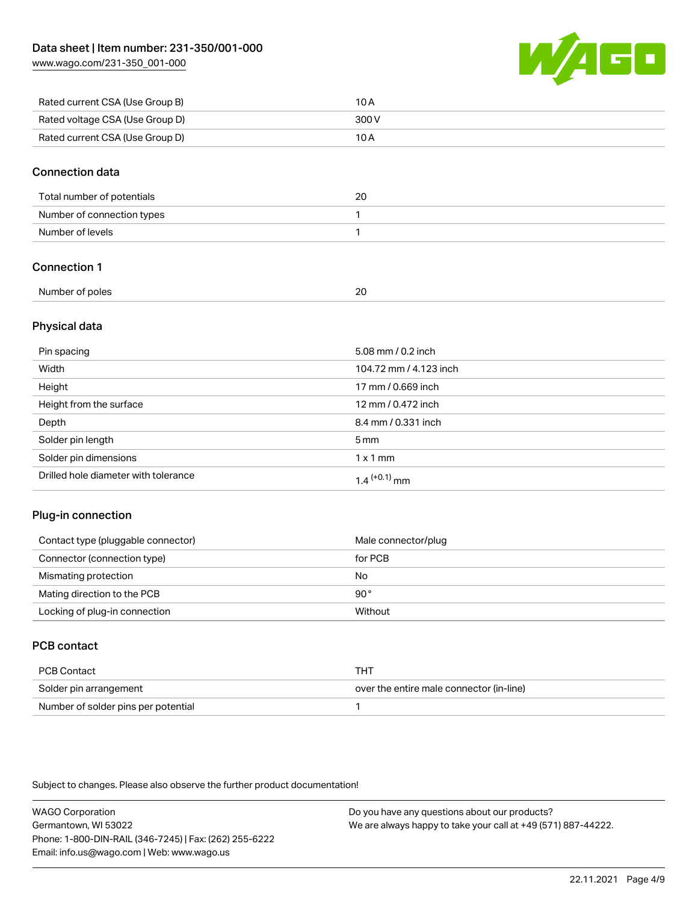| | |
|---|---|
| Rated current CSA (Use Group B) | 10 A |
| Rated voltage CSA (Use Group D) | 300 V |
| Rated current CSA (Use Group D) | 10 A |

## Connection data

| | |
|---|---|
| Total number of potentials | 20 |
| Number of connection types | 1 |
| Number of levels | 1 |

## Connection 1

| | |
|---|---|
| Number of poles | 20 |

## Physical data

| | |
|---|---|
| Pin spacing | 5.08 mm / 0.2 inch |
| Width | 104.72 mm / 4.123 inch |
| Height | 17 mm / 0.669 inch |
| Height from the surface | 12 mm / 0.472 inch |
| Depth | 8.4 mm / 0.331 inch |
| Solder pin length | 5 mm |
| Solder pin dimensions | 1 x 1 mm |
| Drilled hole diameter with tolerance | $1.4^{(+0.1)}$ mm |

## Plug-in connection

| | |
|---|---|
| Contact type (pluggable connector) | Male connector/plug |
| Connector (connection type) | for PCB |
| Mismating protection | No |
| Mating direction to the PCB | 90 ° |
| Locking of plug-in connection | Without |

## PCB contact

| | |
|---|---|
| PCB Contact | THT |
| Solder pin arrangement | over the entire male connector (in-line) |
| Number of solder pins per potential | 1 |

Subject to changes. Please also observe the further product documentation!

WAGO Corporation
Germantown, WI 53022
Phone: 1-800-DIN-RAIL (346-7245) | Fax: (262) 255-6222
Email: info.us@wago.com | Web: www.wago.us

Do you have any questions about our products?
We are always happy to take your call at +49 (571) 887-44222.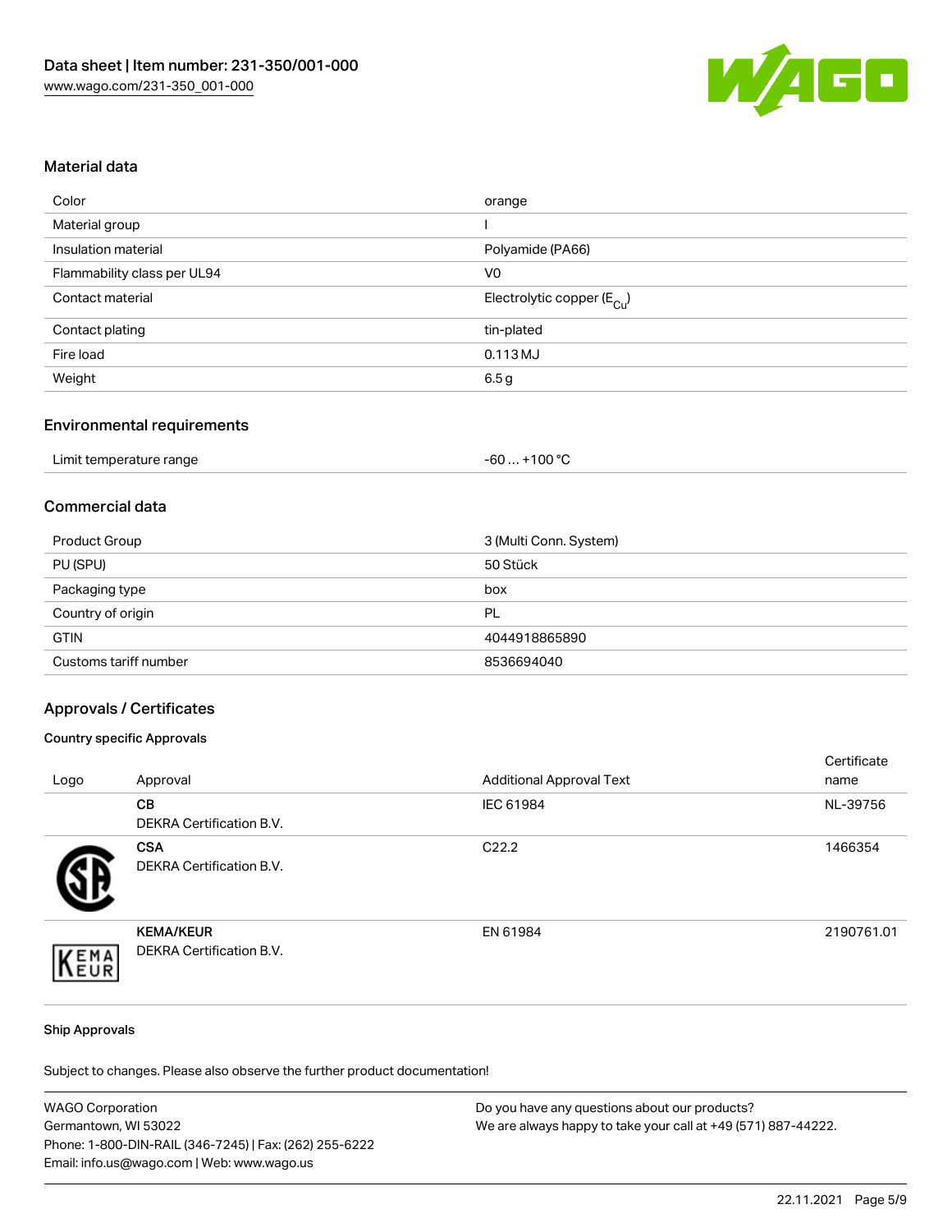## Material data

| | |
|---|---|
| Color | orange |
| Material group | I |
| Insulation material | Polyamide (PA66) |
| Flammability class per UL94 | V0 |
| Contact material | Electrolytic copper ($E_{Cu}$) |
| Contact plating | tin-plated |
| Fire load | 0.113 MJ |
| Weight | 6.5 g |

## Environmental requirements

| | |
|---|---|
| Limit temperature range | -60 … +100 °C |

## Commercial data

| | |
|---|---|
| Product Group | 3 (Multi Conn. System) |
| PU (SPU) | 50 Stück |
| Packaging type | box |
| Country of origin | PL |
| GTIN | 4044918865890 |
| Customs tariff number | 8536694040 |

## Approvals / Certificates

### Country specific Approvals

| Logo | Approval | Additional Approval Text | Certificate name |
|---|---|---|---|
| | **CB** DEKRA Certification B.V. | IEC 61984 | NL-39756 |
| | **CSA** DEKRA Certification B.V. | C22.2 | 1466354 |
| | **KEMA/KEUR** DEKRA Certification B.V. | EN 61984 | 2190761.01 |

### Ship Approvals

Subject to changes. Please also observe the further product documentation!

WAGO Corporation
Germantown, WI 53022
Phone: 1-800-DIN-RAIL (346-7245) | Fax: (262) 255-6222
Email: info.us@wago.com | Web: www.wago.us

Do you have any questions about our products?
We are always happy to take your call at +49 (571) 887-44222.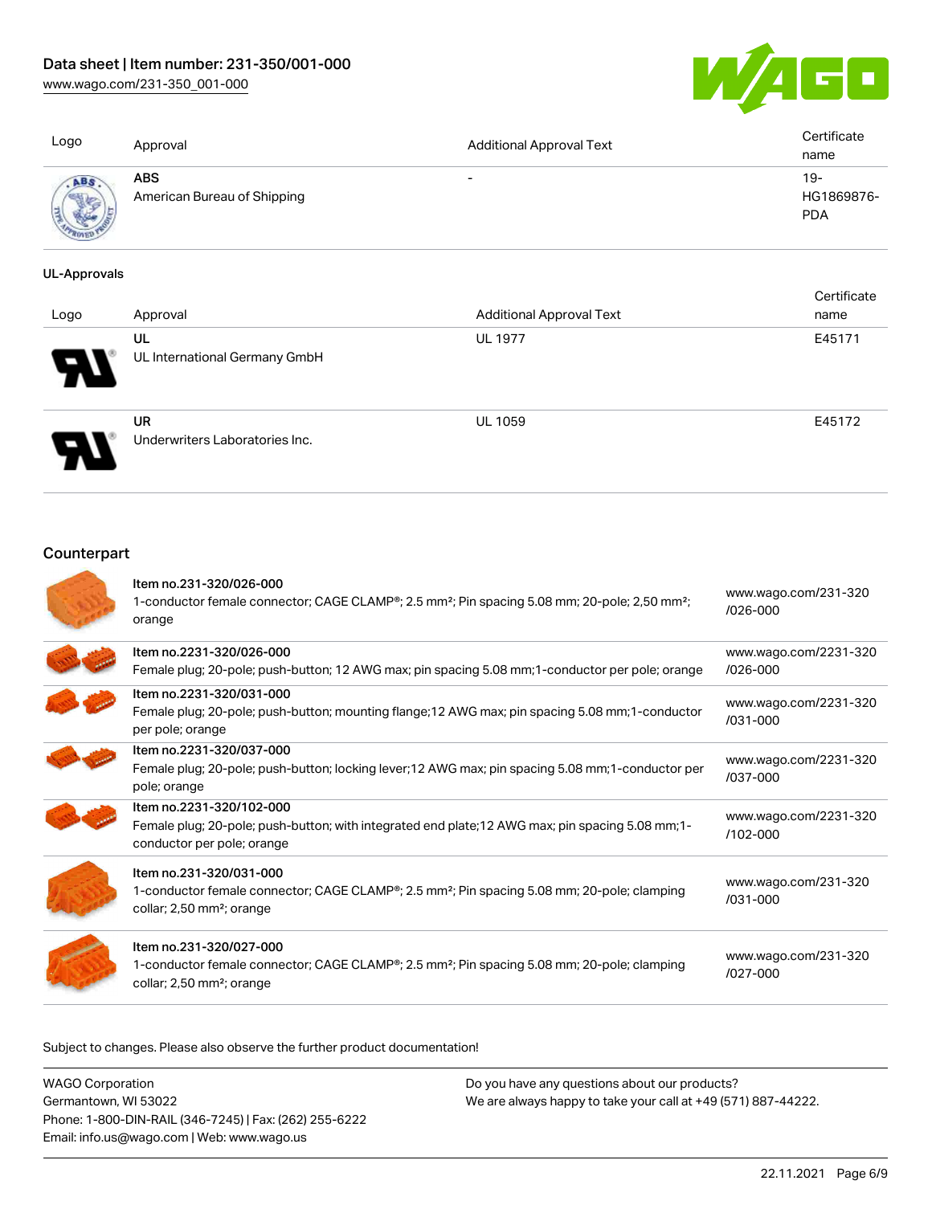| Logo | Approval | Additional Approval Text | Certificate name |
|---|---|---|---|
| | **ABS**<br>American Bureau of Shipping | - | 19-HG1869876-PDA |

**UL-Approvals**

| Logo | Approval | Additional Approval Text | Certificate name |
|---|---|---|---|
| | **UL**<br>UL International Germany GmbH | UL 1977 | E45171 |
| | **UR**<br>Underwriters Laboratories Inc. | UL 1059 | E45172 |

## Counterpart

| | Item | Link |
|---|---|---|
| | **Item no.231-320/026-000**<br>1-conductor female connector; CAGE CLAMP®; 2.5 mm²; Pin spacing 5.08 mm; 20-pole; 2,50 mm²; orange | www.wago.com/231-320/026-000 |
| | **Item no.2231-320/026-000**<br>Female plug; 20-pole; push-button; 12 AWG max; pin spacing 5.08 mm;1-conductor per pole; orange | www.wago.com/2231-320/026-000 |
| | **Item no.2231-320/031-000**<br>Female plug; 20-pole; push-button; mounting flange;12 AWG max; pin spacing 5.08 mm;1-conductor per pole; orange | www.wago.com/2231-320/031-000 |
| | **Item no.2231-320/037-000**<br>Female plug; 20-pole; push-button; locking lever;12 AWG max; pin spacing 5.08 mm;1-conductor per pole; orange | www.wago.com/2231-320/037-000 |
| | **Item no.2231-320/102-000**<br>Female plug; 20-pole; push-button; with integrated end plate;12 AWG max; pin spacing 5.08 mm;1-conductor per pole; orange | www.wago.com/2231-320/102-000 |
| | **Item no.231-320/031-000**<br>1-conductor female connector; CAGE CLAMP®; 2.5 mm²; Pin spacing 5.08 mm; 20-pole; clamping collar; 2,50 mm²; orange | www.wago.com/231-320/031-000 |
| | **Item no.231-320/027-000**<br>1-conductor female connector; CAGE CLAMP®; 2.5 mm²; Pin spacing 5.08 mm; 20-pole; clamping collar; 2,50 mm²; orange | www.wago.com/231-320/027-000 |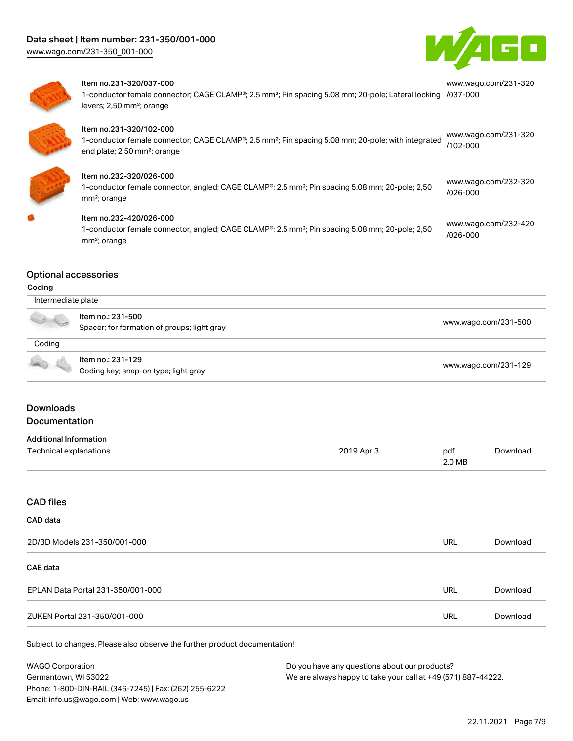| Item | Link |
|---|---|
| Item no.231-320/037-000<br>1-conductor female connector; CAGE CLAMP®; 2.5 mm²; Pin spacing 5.08 mm; 20-pole; Lateral locking levers; 2,50 mm²; orange | www.wago.com/231-320/037-000 |
| Item no.231-320/102-000<br>1-conductor female connector; CAGE CLAMP®; 2.5 mm²; Pin spacing 5.08 mm; 20-pole; with integrated end plate; 2,50 mm²; orange | www.wago.com/231-320/102-000 |
| Item no.232-320/026-000<br>1-conductor female connector, angled; CAGE CLAMP®; 2.5 mm²; Pin spacing 5.08 mm; 20-pole; 2,50 mm²; orange | www.wago.com/232-320/026-000 |
| Item no.232-420/026-000<br>1-conductor female connector, angled; CAGE CLAMP®; 2.5 mm²; Pin spacing 5.08 mm; 20-pole; 2,50 mm²; orange | www.wago.com/232-420/026-000 |

## Optional accessories

### Coding

**Intermediate plate**

| Item | Link |
|---|---|
| Item no.: 231-500<br>Spacer; for formation of groups; light gray | www.wago.com/231-500 |

**Coding**

| Item | Link |
|---|---|
| Item no.: 231-129<br>Coding key; snap-on type; light gray | www.wago.com/231-129 |

## Downloads

## Documentation

### Additional Information

| Document | Date | Format | |
|---|---|---|---|
| Technical explanations | 2019 Apr 3 | pdf<br>2.0 MB | Download |

## CAD files

### CAD data

| | | |
|---|---|---|
| 2D/3D Models 231-350/001-000 | URL | Download |

### CAE data

| | | |
|---|---|---|
| EPLAN Data Portal 231-350/001-000 | URL | Download |
| ZUKEN Portal 231-350/001-000 | URL | Download |

Subject to changes. Please also observe the further product documentation!

WAGO Corporation
Germantown, WI 53022
Phone: 1-800-DIN-RAIL (346-7245) | Fax: (262) 255-6222
Email: info.us@wago.com | Web: www.wago.us

Do you have any questions about our products?
We are always happy to take your call at +49 (571) 887-44222.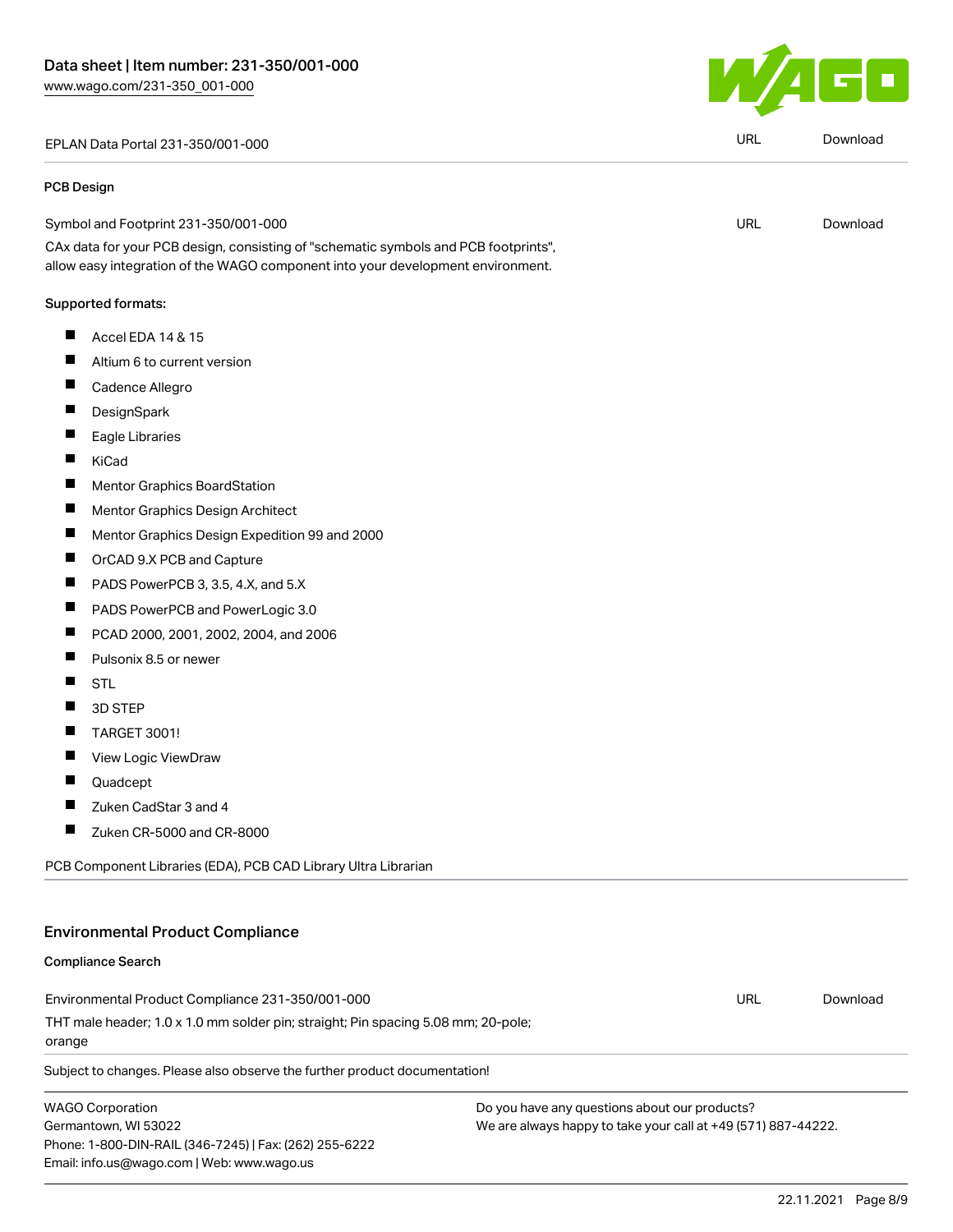| EPLAN Data Portal 231-350/001-000 | URL | Download |
| --- | --- | --- |

#### PCB Design

| Symbol and Footprint 231-350/001-000 | URL | Download |
| --- | --- | --- |

CAx data for your PCB design, consisting of "schematic symbols and PCB footprints", allow easy integration of the WAGO component into your development environment.

Supported formats:

- Accel EDA 14 & 15
- Altium 6 to current version
- Cadence Allegro
- DesignSpark
- Eagle Libraries
- KiCad
- Mentor Graphics BoardStation
- Mentor Graphics Design Architect
- Mentor Graphics Design Expedition 99 and 2000
- OrCAD 9.X PCB and Capture
- PADS PowerPCB 3, 3.5, 4.X, and 5.X
- PADS PowerPCB and PowerLogic 3.0
- PCAD 2000, 2001, 2002, 2004, and 2006
- Pulsonix 8.5 or newer
- STL
- 3D STEP
- TARGET 3001!
- View Logic ViewDraw
- Quadcept
- Zuken CadStar 3 and 4
- Zuken CR-5000 and CR-8000

PCB Component Libraries (EDA), PCB CAD Library Ultra Librarian

## Environmental Product Compliance

#### Compliance Search

| Environmental Product Compliance 231-350/001-000 | URL | Download |
| --- | --- | --- |

THT male header; 1.0 x 1.0 mm solder pin; straight; Pin spacing 5.08 mm; 20-pole; orange

Subject to changes. Please also observe the further product documentation!

WAGO Corporation
Germantown, WI 53022
Phone: 1-800-DIN-RAIL (346-7245) | Fax: (262) 255-6222
Email: info.us@wago.com | Web: www.wago.us

Do you have any questions about our products?
We are always happy to take your call at +49 (571) 887-44222.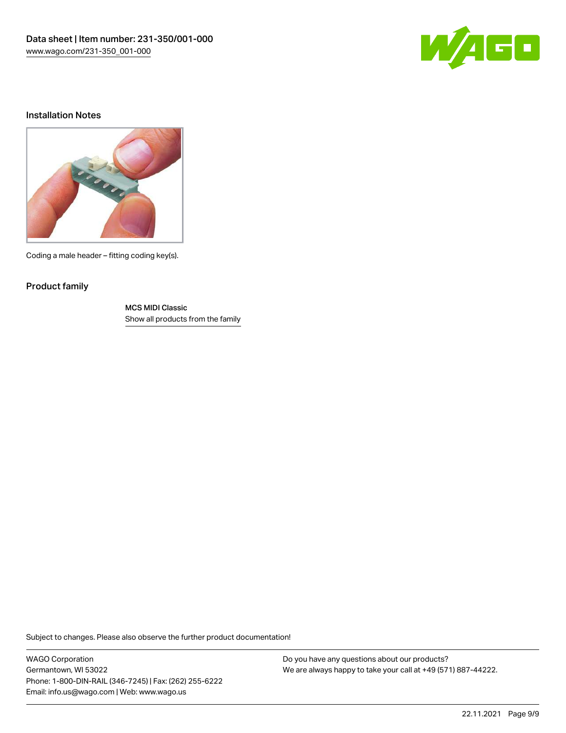## Installation Notes

Coding a male header – fitting coding key(s).

## Product family

MCS MIDI Classic
Show all products from the family

Subject to changes. Please also observe the further product documentation!

WAGO Corporation
Germantown, WI 53022
Phone: 1-800-DIN-RAIL (346-7245) | Fax: (262) 255-6222
Email: info.us@wago.com | Web: www.wago.us

Do you have any questions about our products?
We are always happy to take your call at +49 (571) 887-44222.